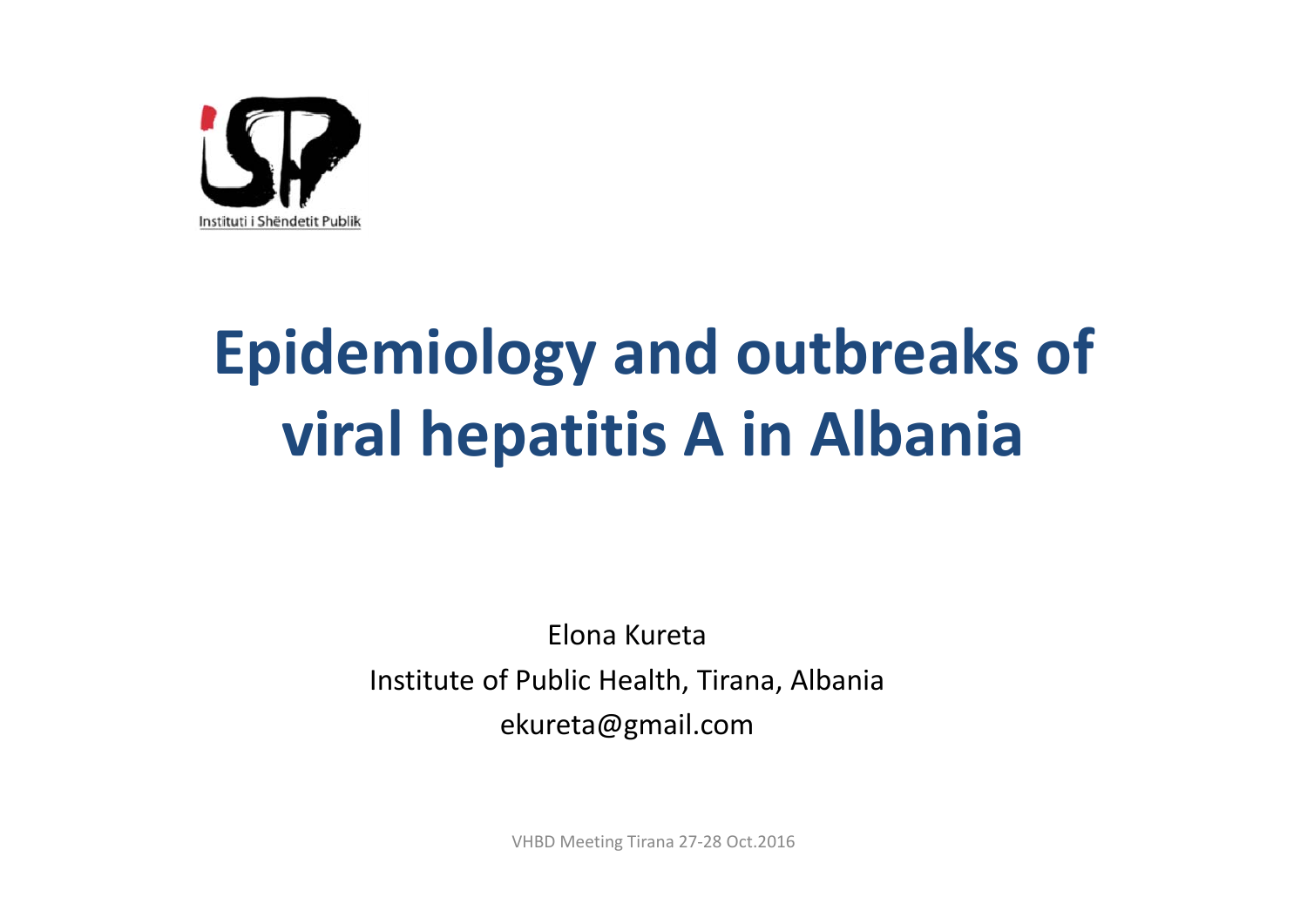Instituti i Shëndetit Publik

# Epidemiology and outbreaks of viral hepatitis A in Albania

Elona Kureta

Institute of Public Health, Tirana, Albania

ekureta@gmail.com

VHBD Meeting Tirana 27-28 Oct.2016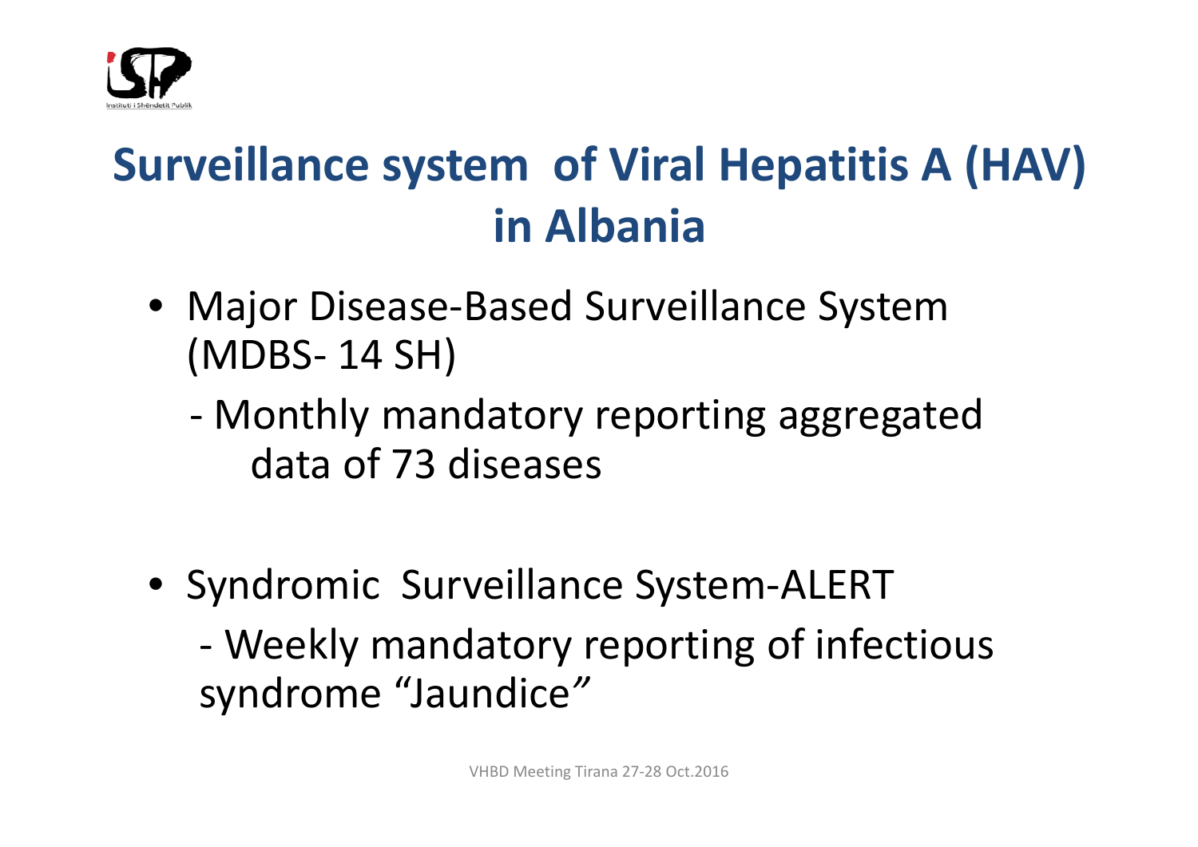# Surveillance system of Viral Hepatitis A (HAV) in Albania

- Major Disease-Based Surveillance System (MDBS- 14 SH)
  - Monthly mandatory reporting aggregated data of 73 diseases

- Syndromic Surveillance System-ALERT
  - Weekly mandatory reporting of infectious syndrome "Jaundice"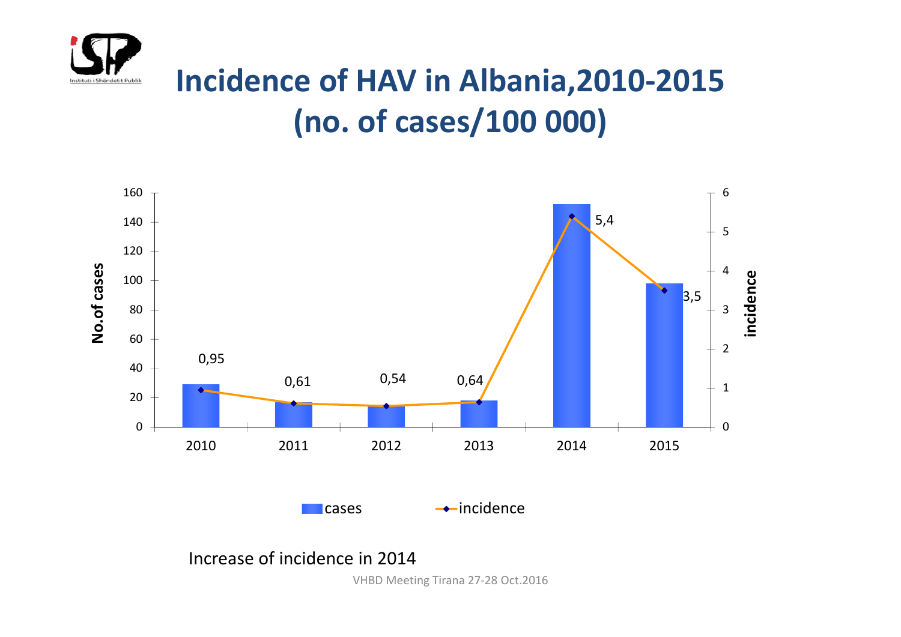# Incidence of HAV in Albania,2010-2015 (no. of cases/100 000)

| Year | Incidence |
|---|---|
| 2010 | 0,95 |
| 2011 | 0,61 |
| 2012 | 0,54 |
| 2013 | 0,64 |
| 2014 | 5,4 |
| 2015 | 3,5 |

Increase of incidence in 2014

VHBD Meeting Tirana 27-28 Oct.2016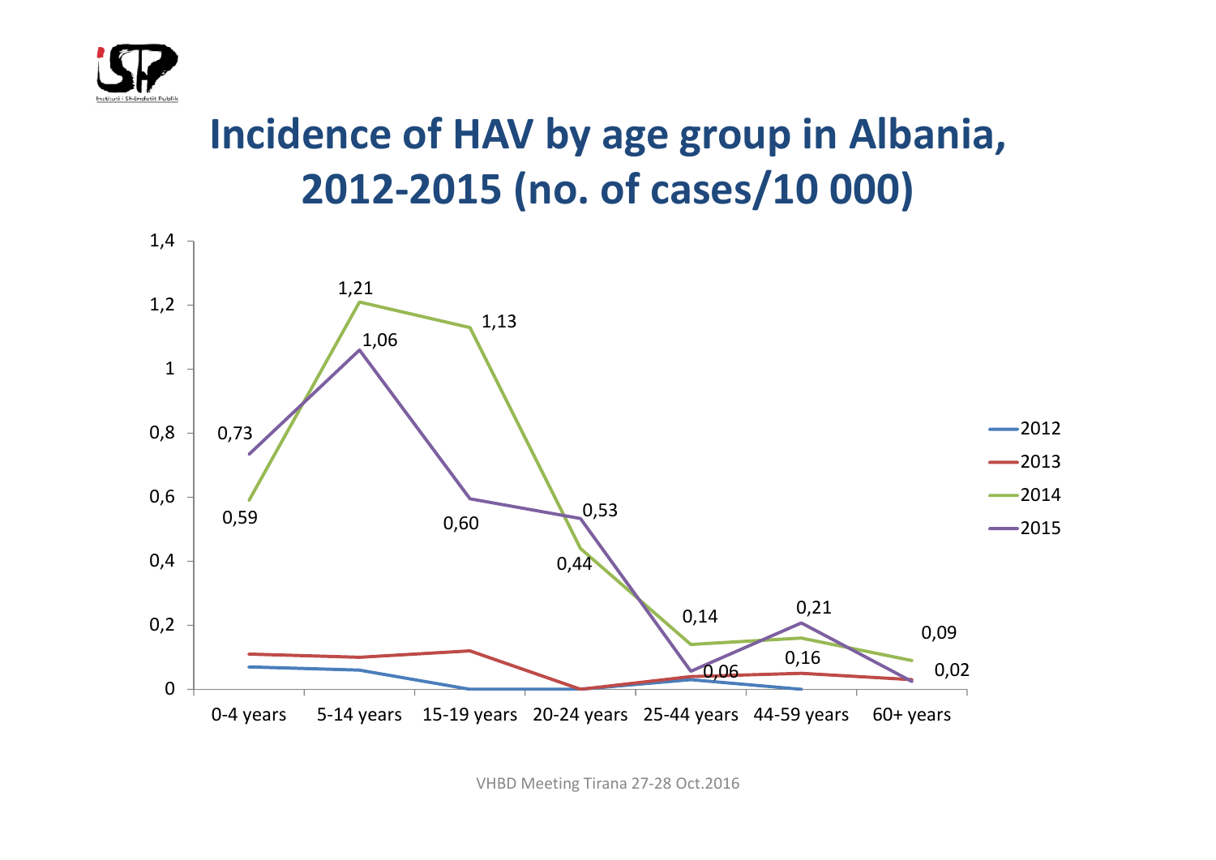# Incidence of HAV by age group in Albania, 2012-2015 (no. of cases/10 000)

1,4
1,2
1
0,8
0,6
0,4
0,2
0

0-4 years | 5-14 years | 15-19 years | 20-24 years | 25-44 years | 44-59 years | 60+ years

1,21
1,13
1,06
0,73
0,59
0,60
0,53
0,44
0,14
0,21
0,09
0,06
0,16
0,02

2012
2013
2014
2015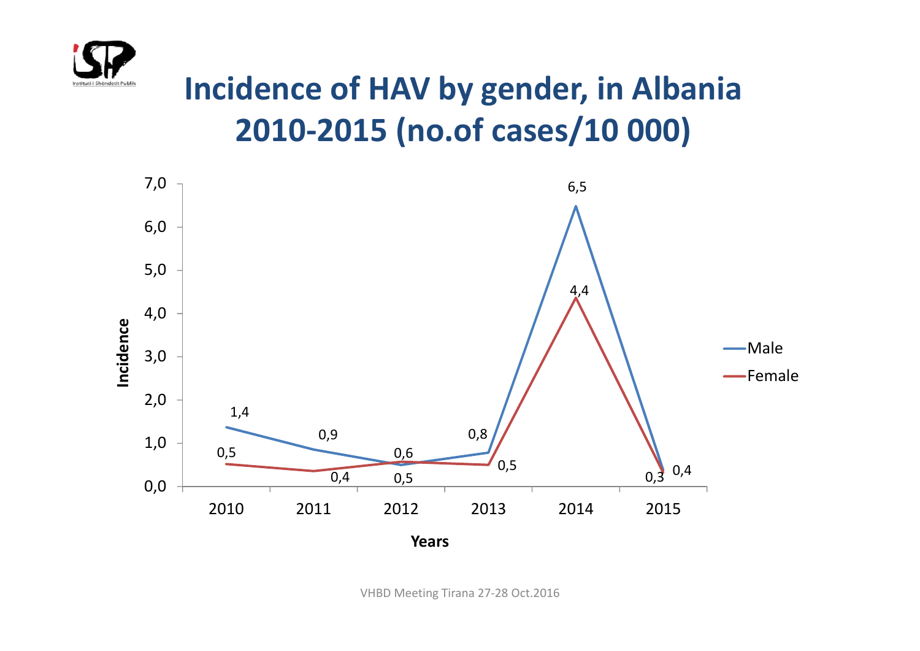# Incidence of HAV by gender, in Albania 2010-2015 (no.of cases/10 000)

| Years | Male | Female |
|---|---|---|
| 2010 | 1,4 | 0,5 |
| 2011 | 0,9 | 0,4 |
| 2012 | 0,5 | 0,6 |
| 2013 | 0,8 | 0,5 |
| 2014 | 6,5 | 4,4 |
| 2015 | 0,4 | 0,3 |

VHBD Meeting Tirana 27-28 Oct.2016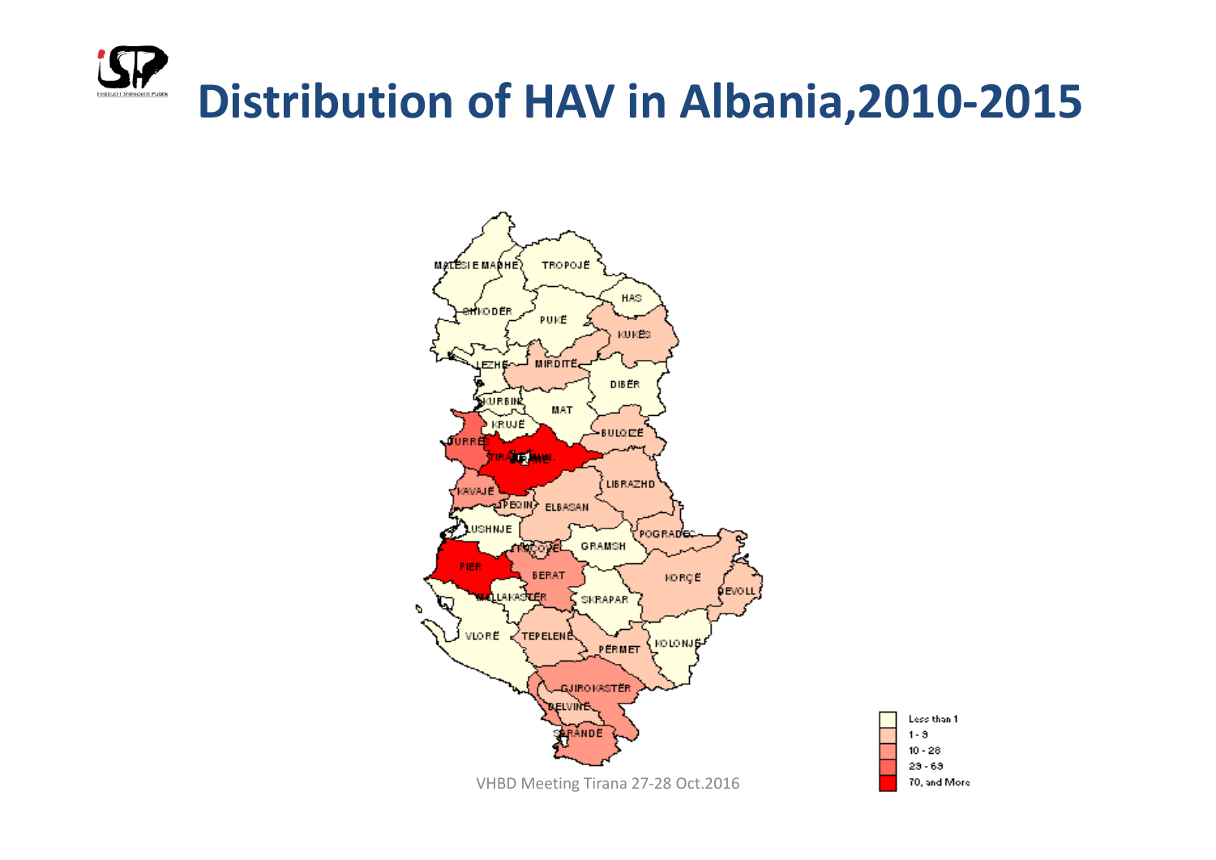# Distribution of HAV in Albania,2010-2015

MALËSI E MADHE, TROPOJË, HAS, SHKODËR, PUKË, KUKËS, LEZHË, MIRDITË, DIBËR, KURBIN, MAT, KRUJË, BULQIZË, DURRËS, TIRANË, KAVAJË, LIBRAZHD, PEQIN, ELBASAN, LUSHNJE, POGRADEC, KUÇOVË, GRAMSH, FIER, BERAT, KORÇË, DEVOLL, MALLAKASTËR, SKRAPAR, VLORË, TEPELENË, PËRMET, KOLONJË, GJIROKASTËR, DELVINË, SARANDË

| Legend |
|---|
| Less than 1 |
| 1 - 9 |
| 10 - 28 |
| 29 - 69 |
| 70, and More |

VHBD Meeting Tirana 27-28 Oct.2016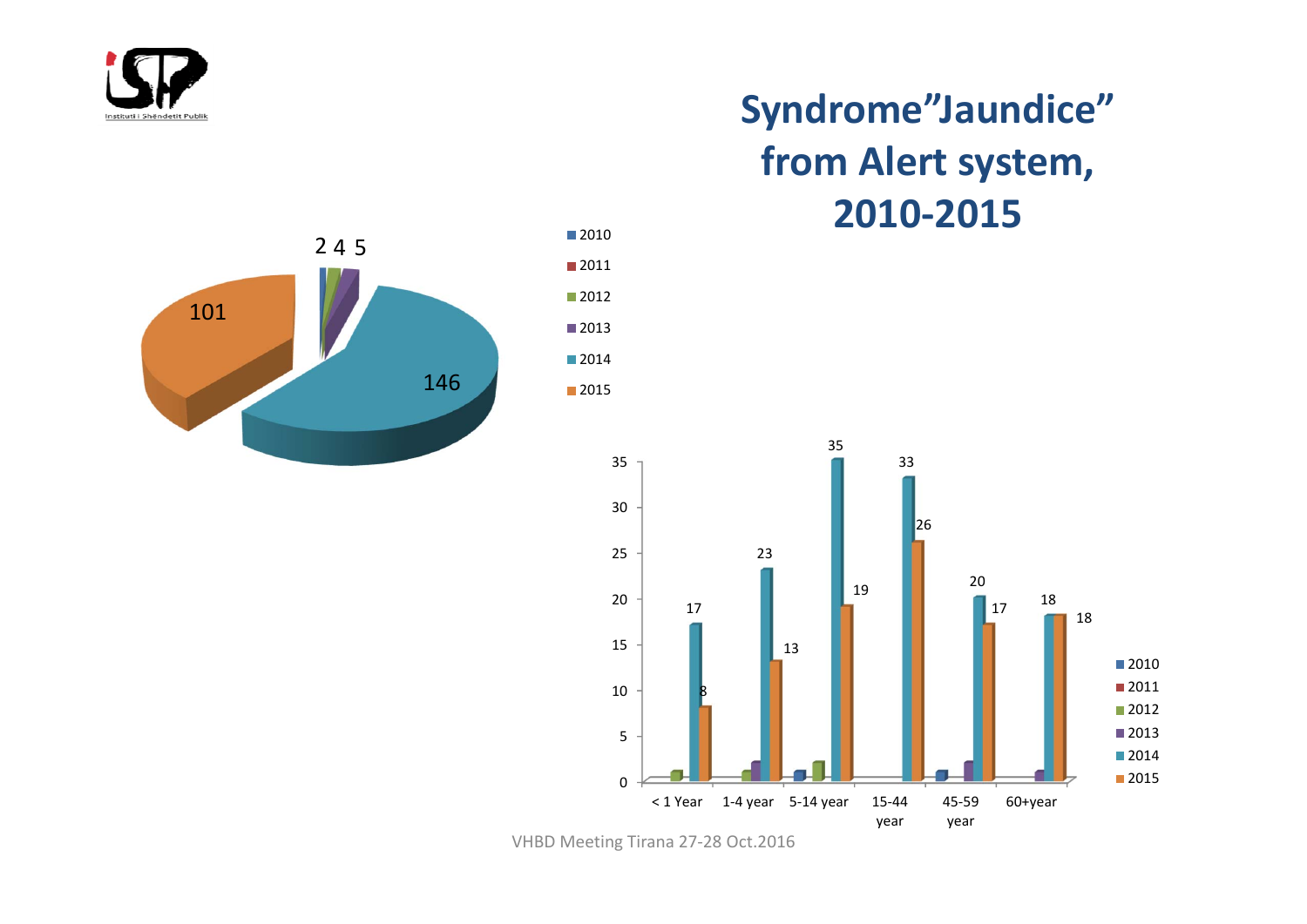# Syndrome"Jaundice" from Alert system, 2010-2015

| Year | Cases |
| --- | --- |
| 2010 | 2 |
| 2012 | 4 |
| 2013 | 5 |
| 2014 | 146 |
| 2015 | 101 |

| Age group | 2014 | 2015 |
| --- | --- | --- |
| < 1 Year | 17 | 8 |
| 1-4 year | 23 | 13 |
| 5-14 year | 35 | 19 |
| 15-44 year | 33 | 26 |
| 45-59 year | 20 | 17 |
| 60+year | 18 | 18 |

VHBD Meeting Tirana 27-28 Oct.2016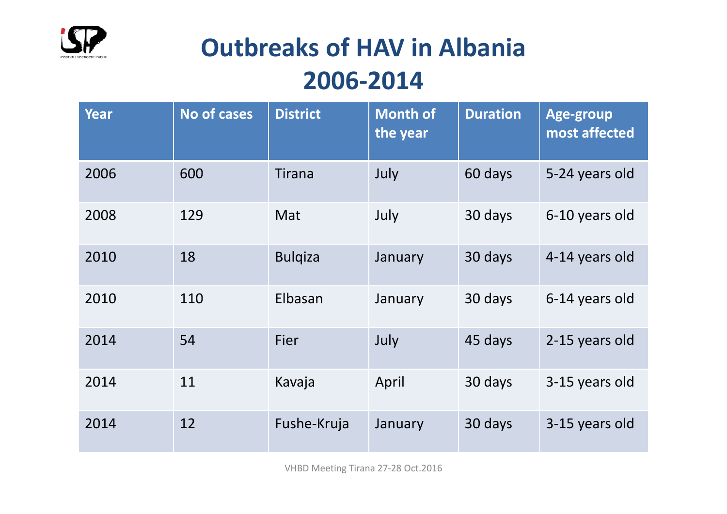# Outbreaks of HAV in Albania 2006-2014

| Year | No of cases | District | Month of the year | Duration | Age-group most affected |
|---|---|---|---|---|---|
| 2006 | 600 | Tirana | July | 60 days | 5-24 years old |
| 2008 | 129 | Mat | July | 30 days | 6-10 years old |
| 2010 | 18 | Bulqiza | January | 30 days | 4-14 years old |
| 2010 | 110 | Elbasan | January | 30 days | 6-14 years old |
| 2014 | 54 | Fier | July | 45 days | 2-15 years old |
| 2014 | 11 | Kavaja | April | 30 days | 3-15 years old |
| 2014 | 12 | Fushe-Kruja | January | 30 days | 3-15 years old |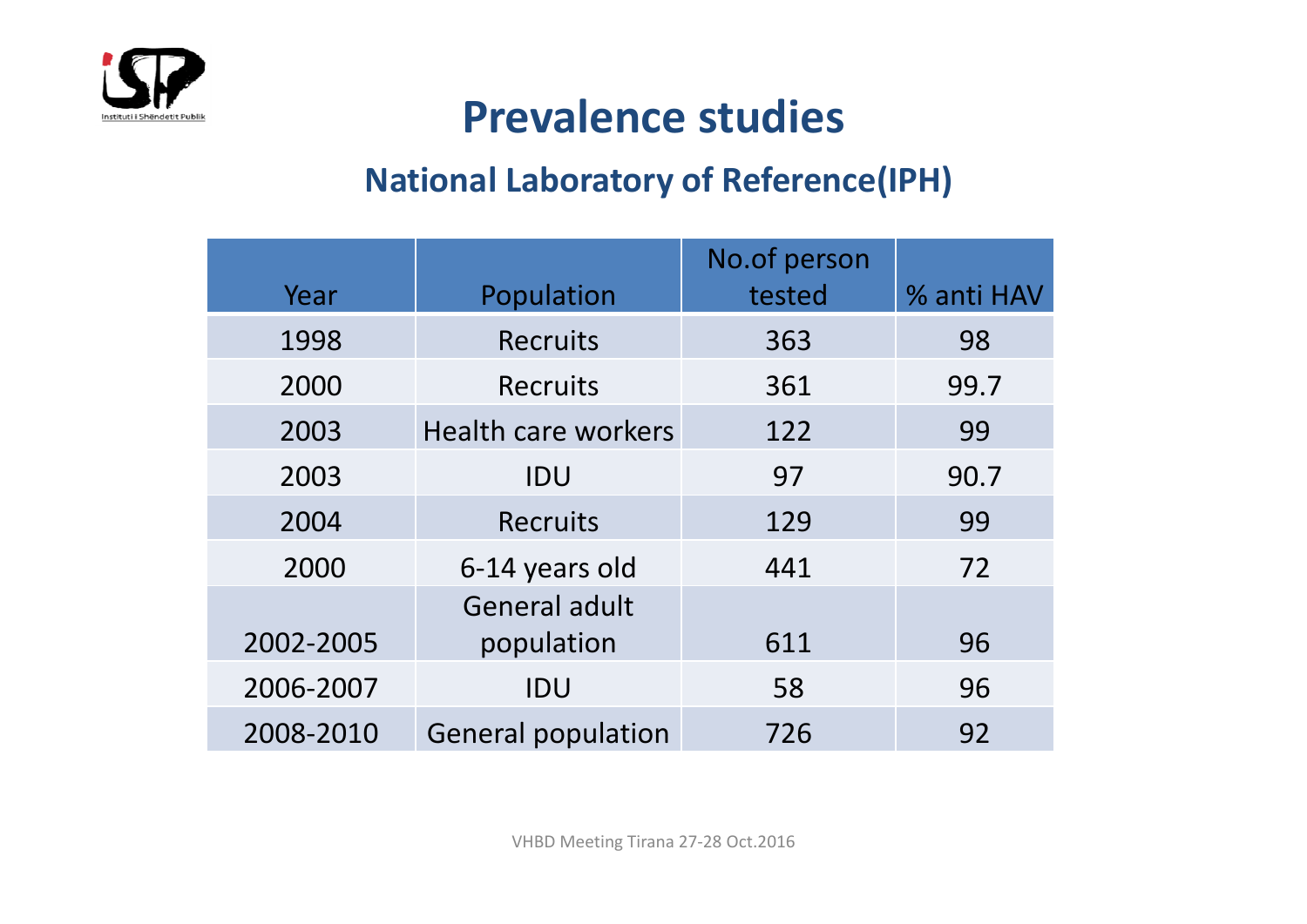# Prevalence studies

## National Laboratory of Reference(IPH)

| Year | Population | No.of person tested | % anti HAV |
|---|---|---|---|
| 1998 | Recruits | 363 | 98 |
| 2000 | Recruits | 361 | 99.7 |
| 2003 | Health care workers | 122 | 99 |
| 2003 | IDU | 97 | 90.7 |
| 2004 | Recruits | 129 | 99 |
| 2000 | 6-14 years old | 441 | 72 |
| 2002-2005 | General adult population | 611 | 96 |
| 2006-2007 | IDU | 58 | 96 |
| 2008-2010 | General population | 726 | 92 |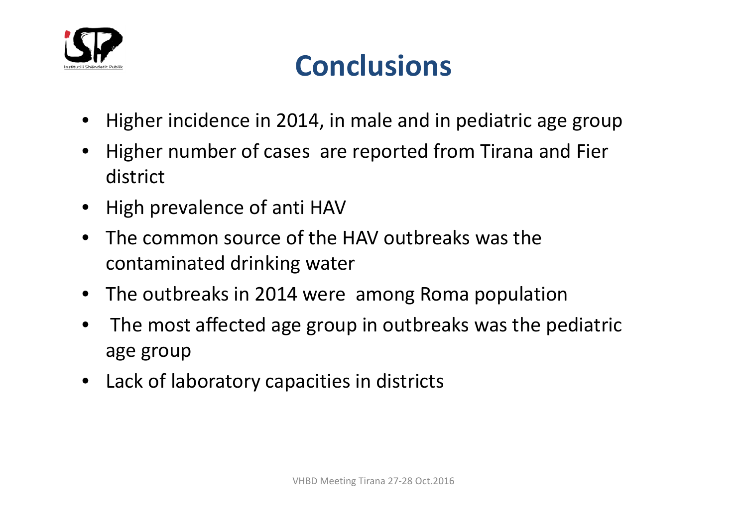# Conclusions

- Higher incidence in 2014, in male and in pediatric age group
- Higher number of cases are reported from Tirana and Fier district
- High prevalence of anti HAV
- The common source of the HAV outbreaks was the contaminated drinking water
- The outbreaks in 2014 were among Roma population
- The most affected age group in outbreaks was the pediatric age group
- Lack of laboratory capacities in districts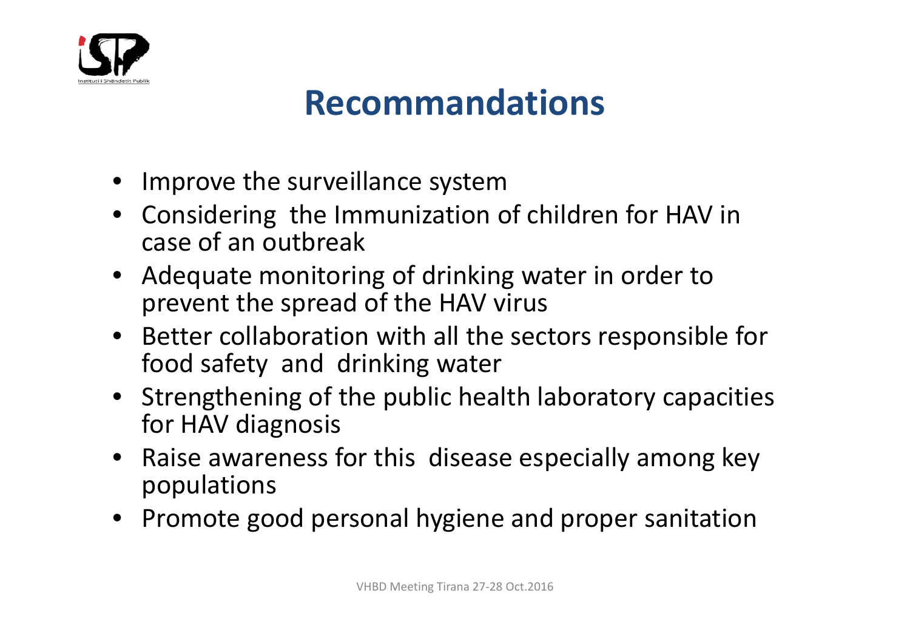# Recommandations

- Improve the surveillance system
- Considering the Immunization of children for HAV in case of an outbreak
- Adequate monitoring of drinking water in order to prevent the spread of the HAV virus
- Better collaboration with all the sectors responsible for food safety and drinking water
- Strengthening of the public health laboratory capacities for HAV diagnosis
- Raise awareness for this disease especially among key populations
- Promote good personal hygiene and proper sanitation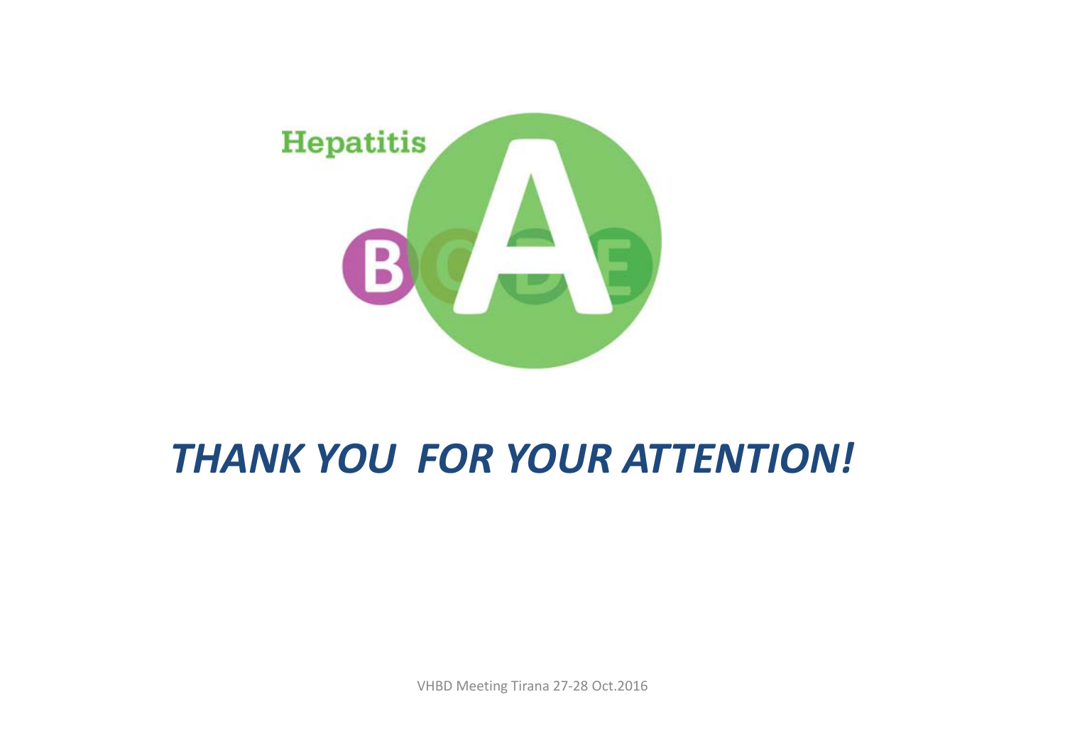Hepatitis

A

B C D E

# *THANK YOU FOR YOUR ATTENTION!*